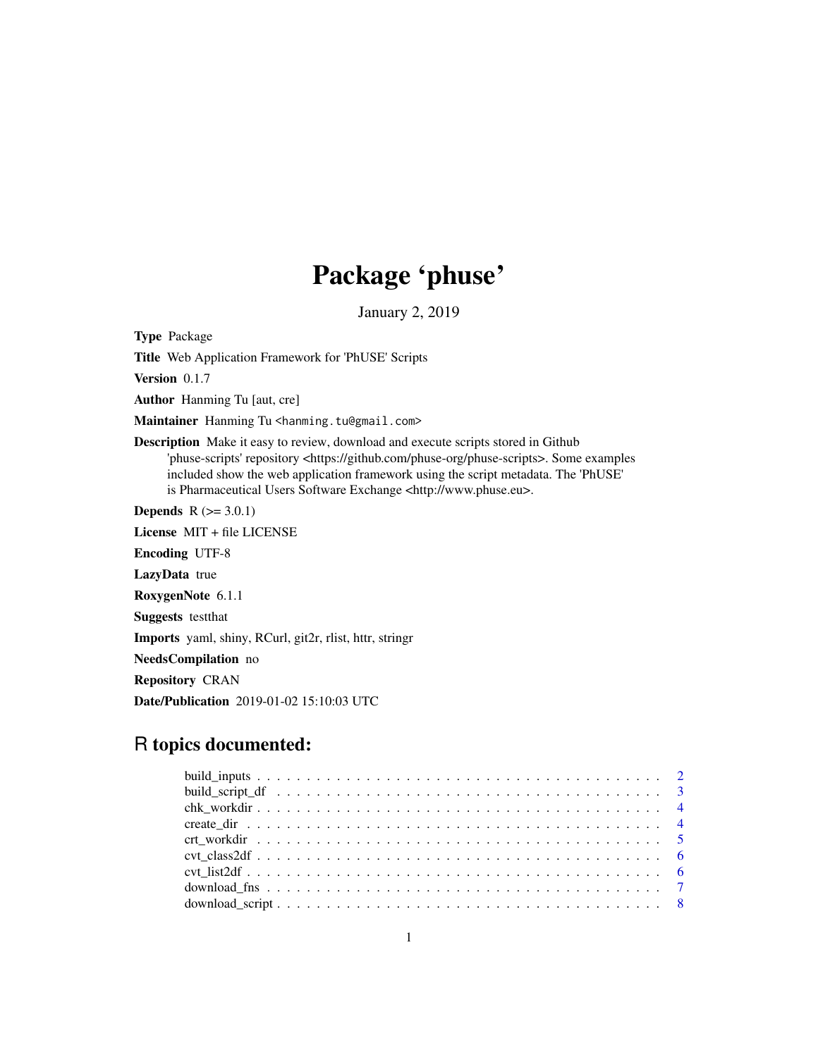# Package 'phuse'

January 2, 2019

**Type** Package

**Title** Web Application Framework for 'PhUSE' Scripts

**Version** 0.1.7

**Author** Hanming Tu [aut, cre]

**Maintainer** Hanming Tu <hanming.tu@gmail.com>

**Description** Make it easy to review, download and execute scripts stored in Github 'phuse-scripts' repository <https://github.com/phuse-org/phuse-scripts>. Some examples included show the web application framework using the script metadata. The 'PhUSE' is Pharmaceutical Users Software Exchange <http://www.phuse.eu>.

**Depends** R (>= 3.0.1)

**License** MIT + file LICENSE

**Encoding** UTF-8

**LazyData** true

**RoxygenNote** 6.1.1

**Suggests** testthat

**Imports** yaml, shiny, RCurl, git2r, rlist, httr, stringr

**NeedsCompilation** no

**Repository** CRAN

**Date/Publication** 2019-01-02 15:10:03 UTC

## R topics documented:

| | |
|---|---|
| build_inputs | 2 |
| build_script_df | 3 |
| chk_workdir | 4 |
| create_dir | 4 |
| crt_workdir | 5 |
| cvt_class2df | 6 |
| cvt_list2df | 6 |
| download_fns | 7 |
| download_script | 8 |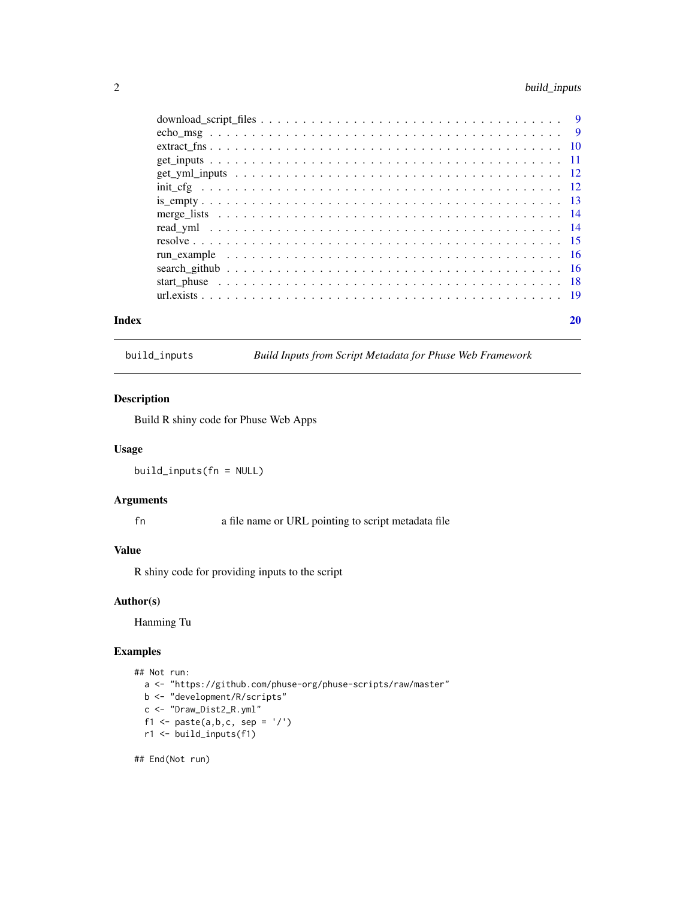download_script_files . . . . . . . . . . . . . . . . . . . . . . . . . . . . . . . . . 9
echo_msg . . . . . . . . . . . . . . . . . . . . . . . . . . . . . . . . . . . . . . . 9
extract_fns . . . . . . . . . . . . . . . . . . . . . . . . . . . . . . . . . . . . . . 10
get_inputs . . . . . . . . . . . . . . . . . . . . . . . . . . . . . . . . . . . . . . 11
get_yml_inputs . . . . . . . . . . . . . . . . . . . . . . . . . . . . . . . . . . . . 12
init_cfg . . . . . . . . . . . . . . . . . . . . . . . . . . . . . . . . . . . . . . . 12
is_empty . . . . . . . . . . . . . . . . . . . . . . . . . . . . . . . . . . . . . . . 13
merge_lists . . . . . . . . . . . . . . . . . . . . . . . . . . . . . . . . . . . . . . 14
read_yml . . . . . . . . . . . . . . . . . . . . . . . . . . . . . . . . . . . . . . . 14
resolve . . . . . . . . . . . . . . . . . . . . . . . . . . . . . . . . . . . . . . . . 15
run_example . . . . . . . . . . . . . . . . . . . . . . . . . . . . . . . . . . . . . 16
search_github . . . . . . . . . . . . . . . . . . . . . . . . . . . . . . . . . . . . . 16
start_phuse . . . . . . . . . . . . . . . . . . . . . . . . . . . . . . . . . . . . . . 18
url.exists . . . . . . . . . . . . . . . . . . . . . . . . . . . . . . . . . . . . . . . 19

**Index** **20**

---

## build_inputs — *Build Inputs from Script Metadata for Phuse Web Framework*

---

### Description

Build R shiny code for Phuse Web Apps

### Usage

```
build_inputs(fn = NULL)
```

### Arguments

| | |
|---|---|
| fn | a file name or URL pointing to script metadata file |

### Value

R shiny code for providing inputs to the script

### Author(s)

Hanming Tu

### Examples

```
## Not run:
  a <- "https://github.com/phuse-org/phuse-scripts/raw/master"
  b <- "development/R/scripts"
  c <- "Draw_Dist2_R.yml"
  f1 <- paste(a,b,c, sep = '/')
  r1 <- build_inputs(f1)

## End(Not run)
```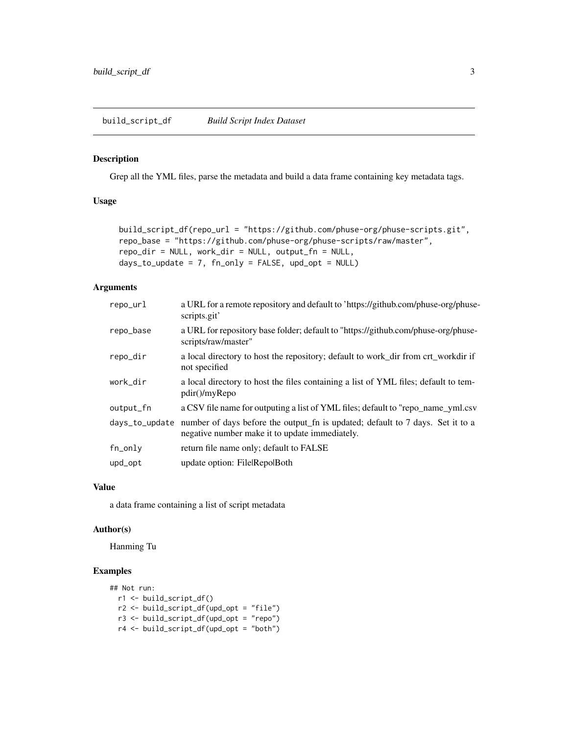# build_script_df *Build Script Index Dataset*

## Description

Grep all the YML files, parse the metadata and build a data frame containing key metadata tags.

## Usage

```
build_script_df(repo_url = "https://github.com/phuse-org/phuse-scripts.git",
repo_base = "https://github.com/phuse-org/phuse-scripts/raw/master",
repo_dir = NULL, work_dir = NULL, output_fn = NULL,
days_to_update = 7, fn_only = FALSE, upd_opt = NULL)
```

## Arguments

| | |
|---|---|
| repo_url | a URL for a remote repository and default to 'https://github.com/phuse-org/phuse-scripts.git' |
| repo_base | a URL for repository base folder; default to "https://github.com/phuse-org/phuse-scripts/raw/master" |
| repo_dir | a local directory to host the repository; default to work_dir from crt_workdir if not specified |
| work_dir | a local directory to host the files containing a list of YML files; default to tempdir()/myRepo |
| output_fn | a CSV file name for outputing a list of YML files; default to "repo_name_yml.csv |
| days_to_update | number of days before the output_fn is updated; default to 7 days. Set it to a negative number make it to update immediately. |
| fn_only | return file name only; default to FALSE |
| upd_opt | update option: File|Repo|Both |

## Value

a data frame containing a list of script metadata

## Author(s)

Hanming Tu

## Examples

```
## Not run:
  r1 <- build_script_df()
  r2 <- build_script_df(upd_opt = "file")
  r3 <- build_script_df(upd_opt = "repo")
  r4 <- build_script_df(upd_opt = "both")
```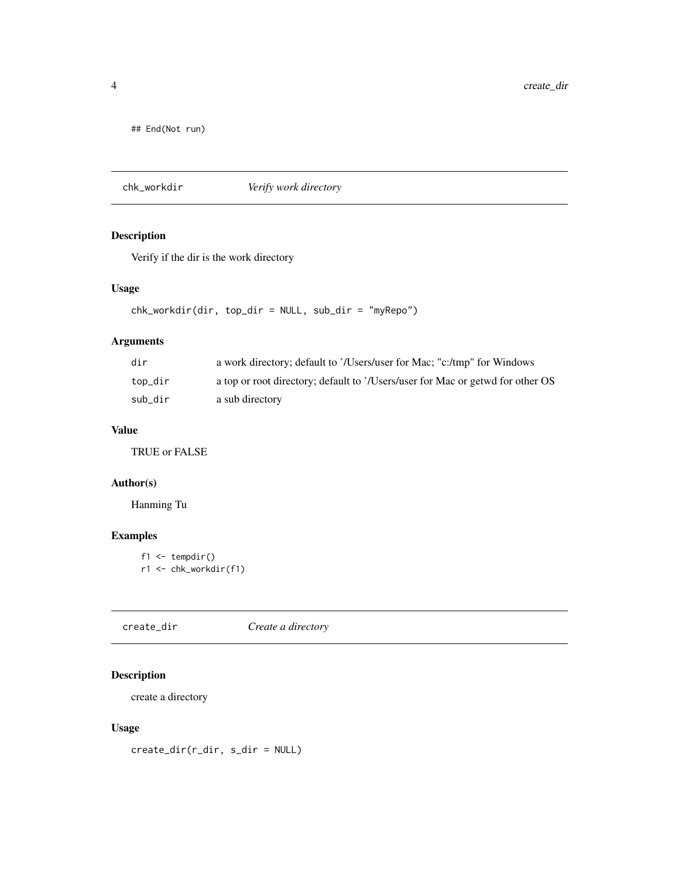```
## End(Not run)
```

## chk_workdir *Verify work directory*

### Description

Verify if the dir is the work directory

### Usage

```
chk_workdir(dir, top_dir = NULL, sub_dir = "myRepo")
```

### Arguments

| | |
|---|---|
| dir | a work directory; default to '/Users/user for Mac; "c:/tmp" for Windows |
| top_dir | a top or root directory; default to '/Users/user for Mac or getwd for other OS |
| sub_dir | a sub directory |

### Value

TRUE or FALSE

### Author(s)

Hanming Tu

### Examples

```
f1 <- tempdir()
r1 <- chk_workdir(f1)
```

## create_dir *Create a directory*

### Description

create a directory

### Usage

```
create_dir(r_dir, s_dir = NULL)
```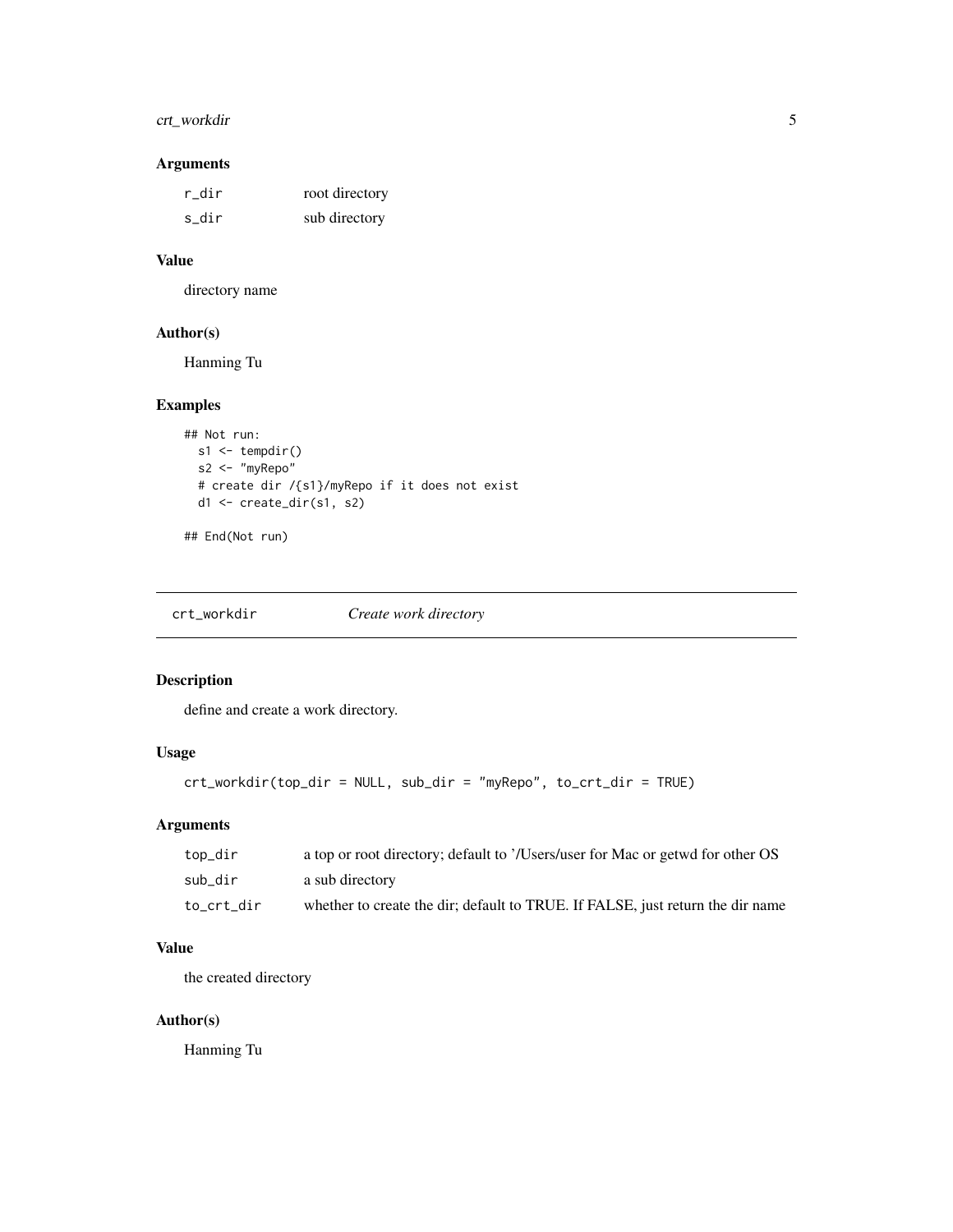## Arguments

| | |
|---|---|
| r_dir | root directory |
| s_dir | sub directory |

## Value

directory name

## Author(s)

Hanming Tu

## Examples

```
## Not run:
  s1 <- tempdir()
  s2 <- "myRepo"
  # create dir /{s1}/myRepo if it does not exist
  d1 <- create_dir(s1, s2)

## End(Not run)
```

---

# crt_workdir *Create work directory*

---

## Description

define and create a work directory.

## Usage

```
crt_workdir(top_dir = NULL, sub_dir = "myRepo", to_crt_dir = TRUE)
```

## Arguments

| | |
|---|---|
| top_dir | a top or root directory; default to '/Users/user for Mac or getwd for other OS |
| sub_dir | a sub directory |
| to_crt_dir | whether to create the dir; default to TRUE. If FALSE, just return the dir name |

## Value

the created directory

## Author(s)

Hanming Tu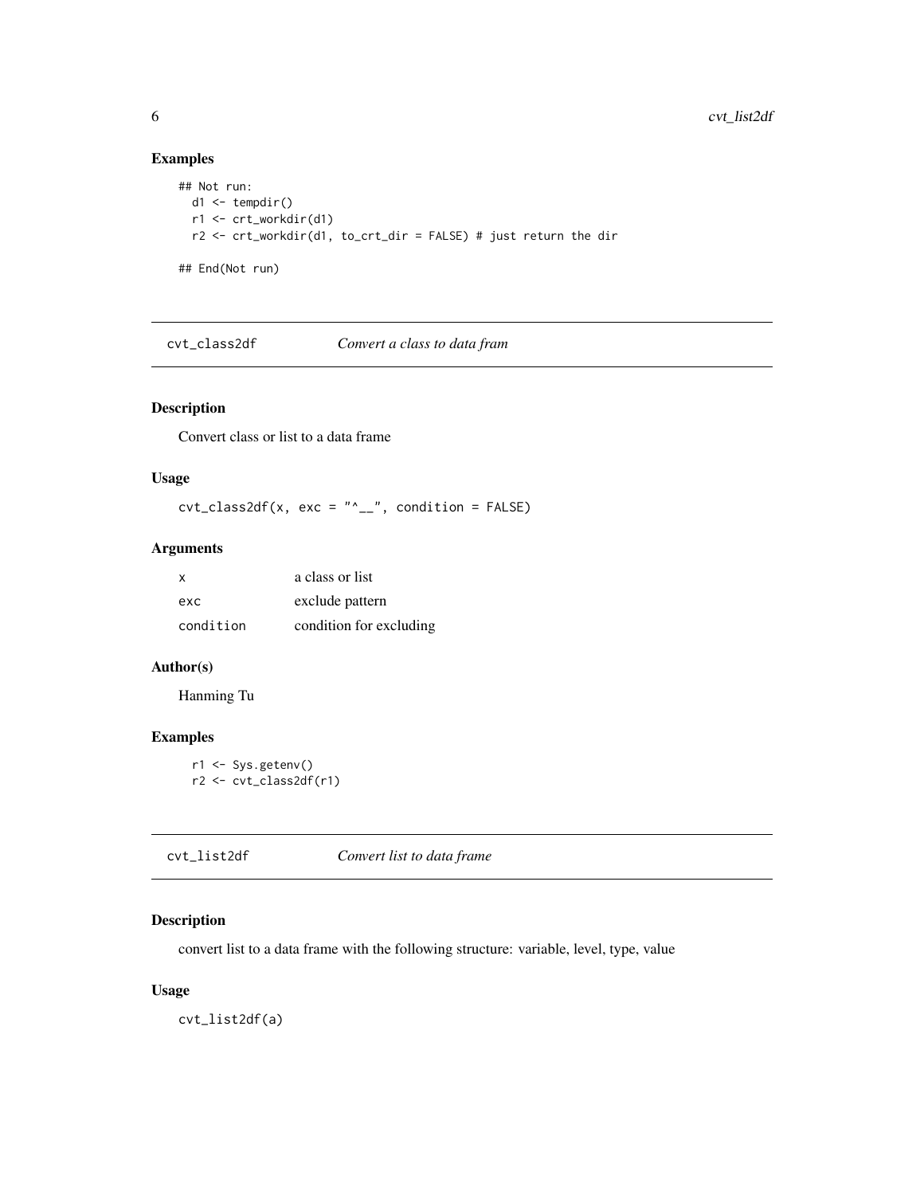## Examples

```
## Not run:
  d1 <- tempdir()
  r1 <- crt_workdir(d1)
  r2 <- crt_workdir(d1, to_crt_dir = FALSE) # just return the dir

## End(Not run)
```

---

## cvt_class2df *Convert a class to data fram*

### Description

Convert class or list to a data frame

### Usage

```
cvt_class2df(x, exc = "^__", condition = FALSE)
```

### Arguments

| | |
|---|---|
| x | a class or list |
| exc | exclude pattern |
| condition | condition for excluding |

### Author(s)

Hanming Tu

### Examples

```
  r1 <- Sys.getenv()
  r2 <- cvt_class2df(r1)
```

---

## cvt_list2df *Convert list to data frame*

### Description

convert list to a data frame with the following structure: variable, level, type, value

### Usage

```
cvt_list2df(a)
```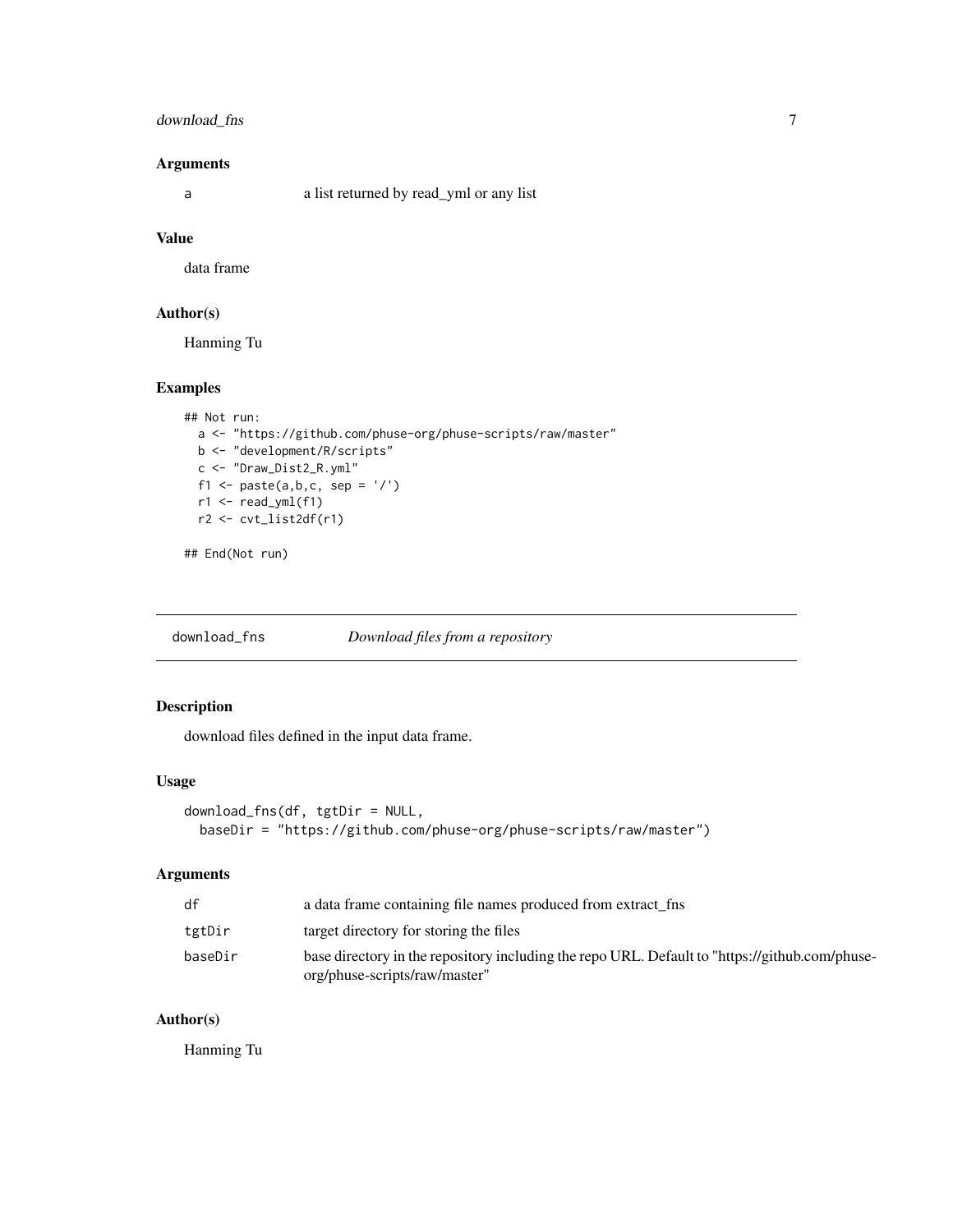### Arguments

| | |
|---|---|
| a | a list returned by read_yml or any list |

### Value

data frame

### Author(s)

Hanming Tu

### Examples

```
## Not run:
  a <- "https://github.com/phuse-org/phuse-scripts/raw/master"
  b <- "development/R/scripts"
  c <- "Draw_Dist2_R.yml"
  f1 <- paste(a,b,c, sep = '/')
  r1 <- read_yml(f1)
  r2 <- cvt_list2df(r1)

## End(Not run)
```

---

## download_fns — *Download files from a repository*

### Description

download files defined in the input data frame.

### Usage

```
download_fns(df, tgtDir = NULL,
  baseDir = "https://github.com/phuse-org/phuse-scripts/raw/master")
```

### Arguments

| | |
|---|---|
| df | a data frame containing file names produced from extract_fns |
| tgtDir | target directory for storing the files |
| baseDir | base directory in the repository including the repo URL. Default to "https://github.com/phuse-org/phuse-scripts/raw/master" |

### Author(s)

Hanming Tu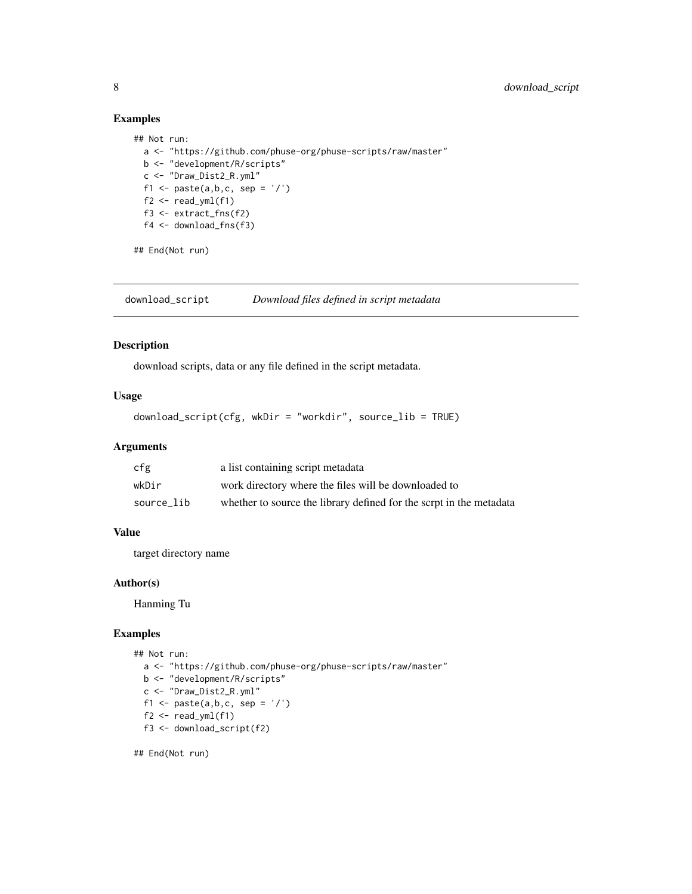## Examples

```
## Not run:
  a <- "https://github.com/phuse-org/phuse-scripts/raw/master"
  b <- "development/R/scripts"
  c <- "Draw_Dist2_R.yml"
  f1 <- paste(a,b,c, sep = '/')
  f2 <- read_yml(f1)
  f3 <- extract_fns(f2)
  f4 <- download_fns(f3)

## End(Not run)
```

---

# download_script — *Download files defined in script metadata*

## Description

download scripts, data or any file defined in the script metadata.

## Usage

```
download_script(cfg, wkDir = "workdir", source_lib = TRUE)
```

## Arguments

| | |
|---|---|
| cfg | a list containing script metadata |
| wkDir | work directory where the files will be downloaded to |
| source_lib | whether to source the library defined for the scrpt in the metadata |

## Value

target directory name

## Author(s)

Hanming Tu

## Examples

```
## Not run:
  a <- "https://github.com/phuse-org/phuse-scripts/raw/master"
  b <- "development/R/scripts"
  c <- "Draw_Dist2_R.yml"
  f1 <- paste(a,b,c, sep = '/')
  f2 <- read_yml(f1)
  f3 <- download_script(f2)

## End(Not run)
```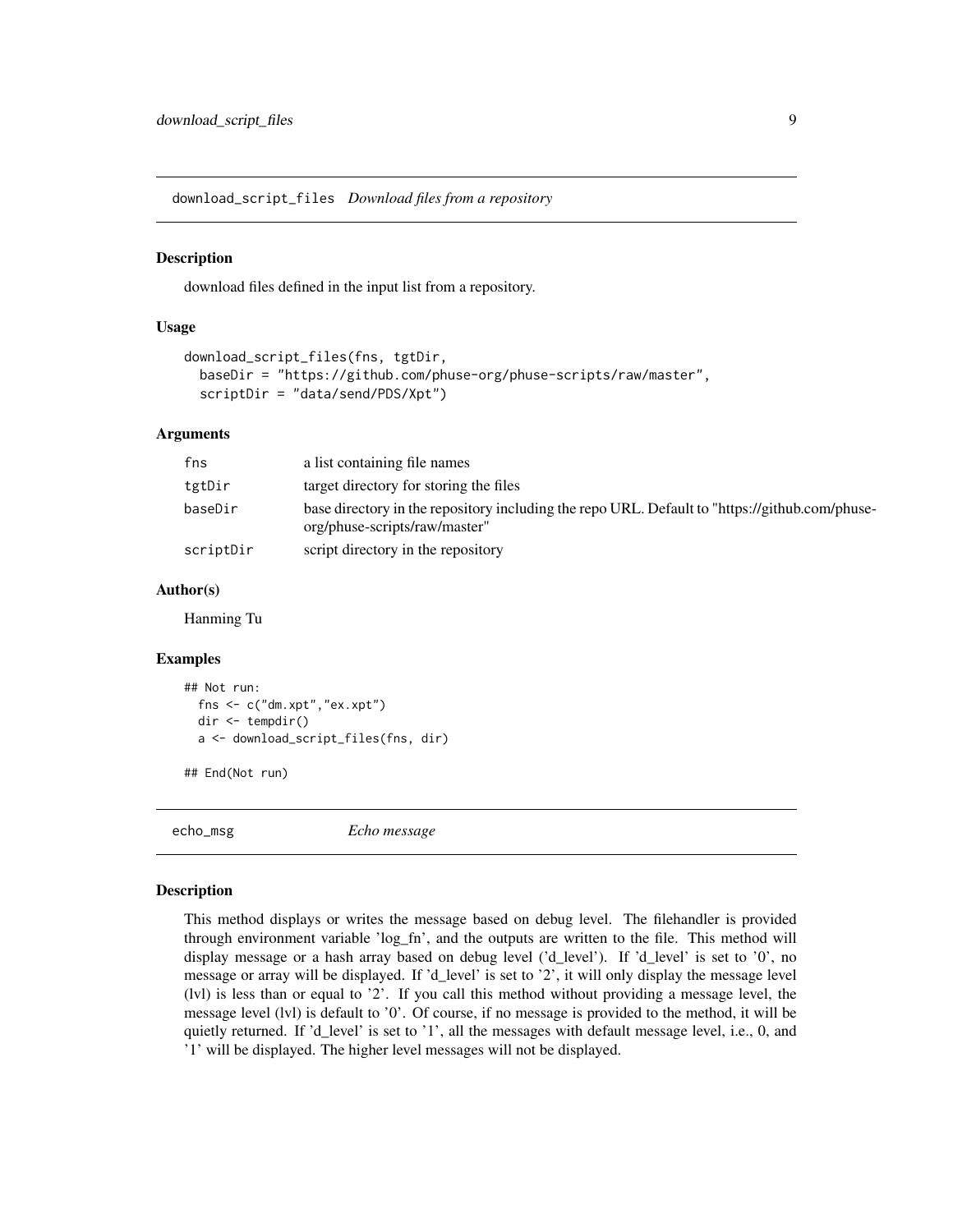## download_script_files *Download files from a repository*

### Description

download files defined in the input list from a repository.

### Usage

```
download_script_files(fns, tgtDir,
  baseDir = "https://github.com/phuse-org/phuse-scripts/raw/master",
  scriptDir = "data/send/PDS/Xpt")
```

### Arguments

| | |
|---|---|
| fns | a list containing file names |
| tgtDir | target directory for storing the files |
| baseDir | base directory in the repository including the repo URL. Default to "https://github.com/phuse-org/phuse-scripts/raw/master" |
| scriptDir | script directory in the repository |

### Author(s)

Hanming Tu

### Examples

```
## Not run:
  fns <- c("dm.xpt","ex.xpt")
  dir <- tempdir()
  a <- download_script_files(fns, dir)

## End(Not run)
```

## echo_msg *Echo message*

### Description

This method displays or writes the message based on debug level. The filehandler is provided through environment variable 'log_fn', and the outputs are written to the file. This method will display message or a hash array based on debug level ('d_level'). If 'd_level' is set to '0', no message or array will be displayed. If 'd_level' is set to '2', it will only display the message level (lvl) is less than or equal to '2'. If you call this method without providing a message level, the message level (lvl) is default to '0'. Of course, if no message is provided to the method, it will be quietly returned. If 'd_level' is set to '1', all the messages with default message level, i.e., 0, and '1' will be displayed. The higher level messages will not be displayed.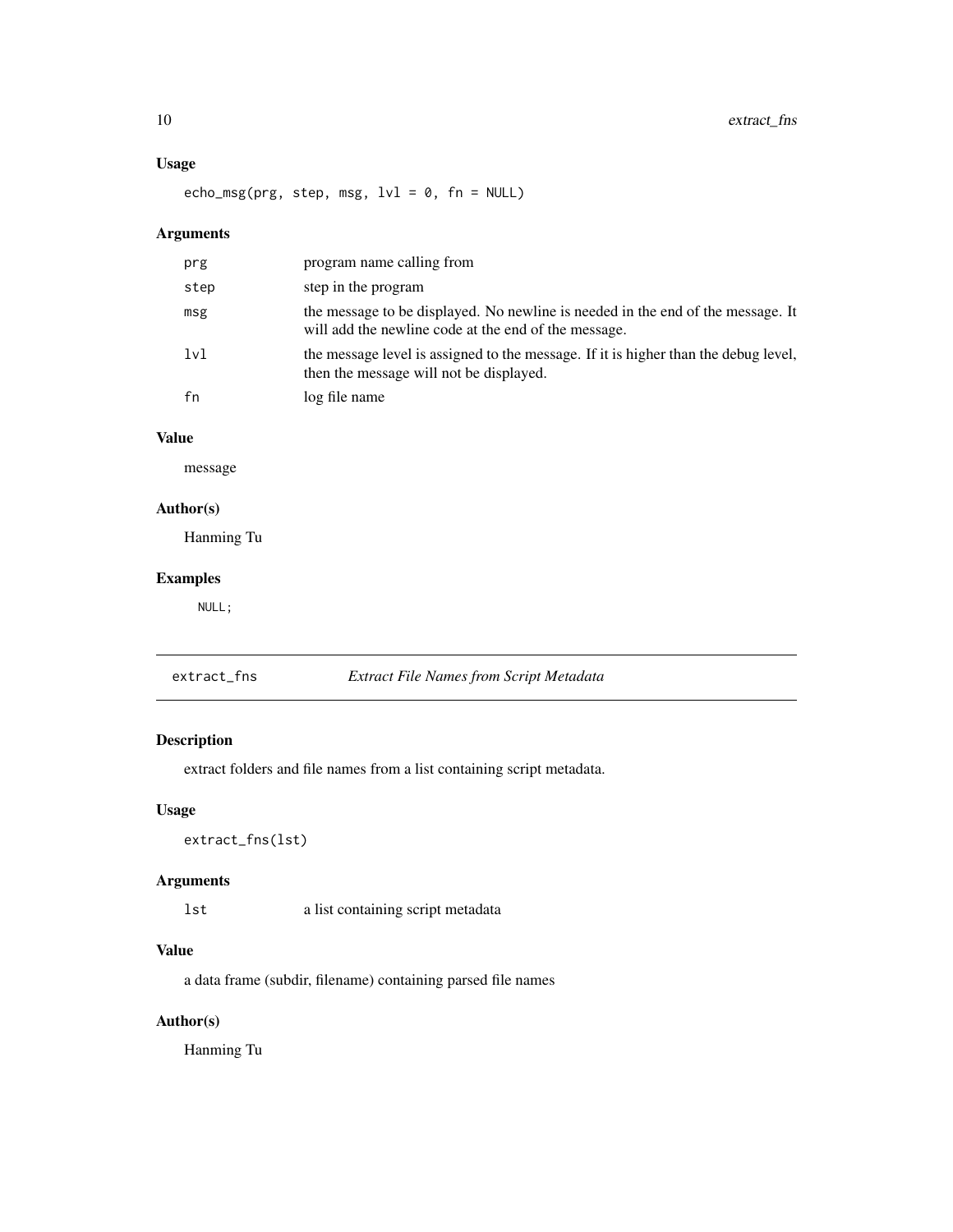### Usage

```
echo_msg(prg, step, msg, lvl = 0, fn = NULL)
```

### Arguments

| | |
|---|---|
| prg | program name calling from |
| step | step in the program |
| msg | the message to be displayed. No newline is needed in the end of the message. It will add the newline code at the end of the message. |
| lvl | the message level is assigned to the message. If it is higher than the debug level, then the message will not be displayed. |
| fn | log file name |

### Value

message

### Author(s)

Hanming Tu

### Examples

```
NULL;
```

---

## extract_fns — *Extract File Names from Script Metadata*

### Description

extract folders and file names from a list containing script metadata.

### Usage

```
extract_fns(lst)
```

### Arguments

| | |
|---|---|
| lst | a list containing script metadata |

### Value

a data frame (subdir, filename) containing parsed file names

### Author(s)

Hanming Tu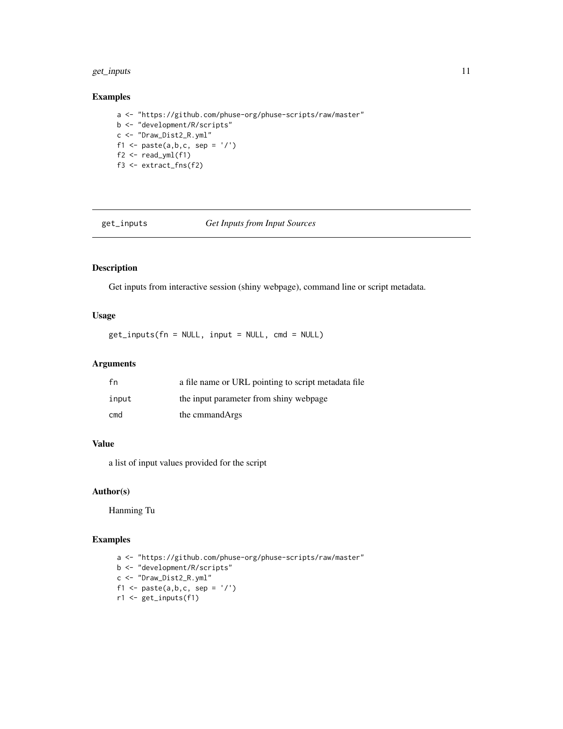## Examples

```
a <- "https://github.com/phuse-org/phuse-scripts/raw/master"
b <- "development/R/scripts"
c <- "Draw_Dist2_R.yml"
f1 <- paste(a,b,c, sep = '/')
f2 <- read_yml(f1)
f3 <- extract_fns(f2)
```

---

# get_inputs — *Get Inputs from Input Sources*

---

## Description

Get inputs from interactive session (shiny webpage), command line or script metadata.

## Usage

```
get_inputs(fn = NULL, input = NULL, cmd = NULL)
```

## Arguments

| | |
|---|---|
| fn | a file name or URL pointing to script metadata file |
| input | the input parameter from shiny webpage |
| cmd | the cmmandArgs |

## Value

a list of input values provided for the script

## Author(s)

Hanming Tu

## Examples

```
a <- "https://github.com/phuse-org/phuse-scripts/raw/master"
b <- "development/R/scripts"
c <- "Draw_Dist2_R.yml"
f1 <- paste(a,b,c, sep = '/')
r1 <- get_inputs(f1)
```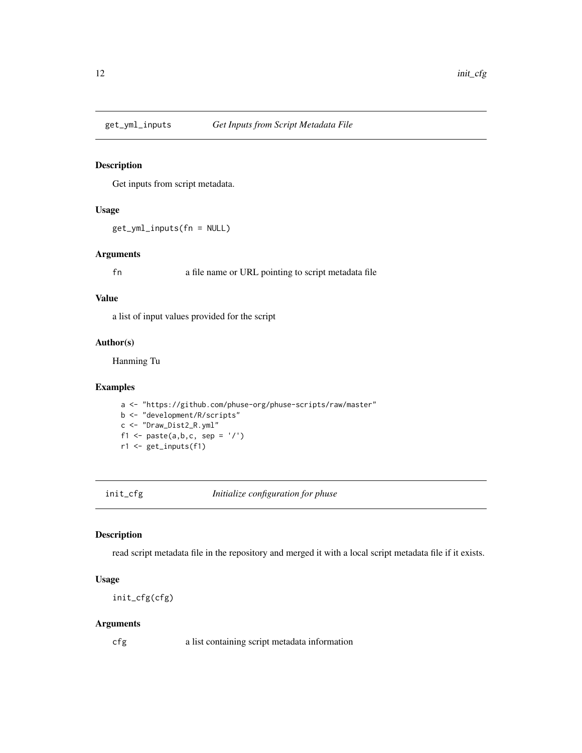## get_yml_inputs — *Get Inputs from Script Metadata File*

### Description

Get inputs from script metadata.

### Usage

```
get_yml_inputs(fn = NULL)
```

### Arguments

| | |
|---|---|
| fn | a file name or URL pointing to script metadata file |

### Value

a list of input values provided for the script

### Author(s)

Hanming Tu

### Examples

```
a <- "https://github.com/phuse-org/phuse-scripts/raw/master"
b <- "development/R/scripts"
c <- "Draw_Dist2_R.yml"
f1 <- paste(a,b,c, sep = '/')
r1 <- get_inputs(f1)
```

## init_cfg — *Initialize configuration for phuse*

### Description

read script metadata file in the repository and merged it with a local script metadata file if it exists.

### Usage

```
init_cfg(cfg)
```

### Arguments

| | |
|---|---|
| cfg | a list containing script metadata information |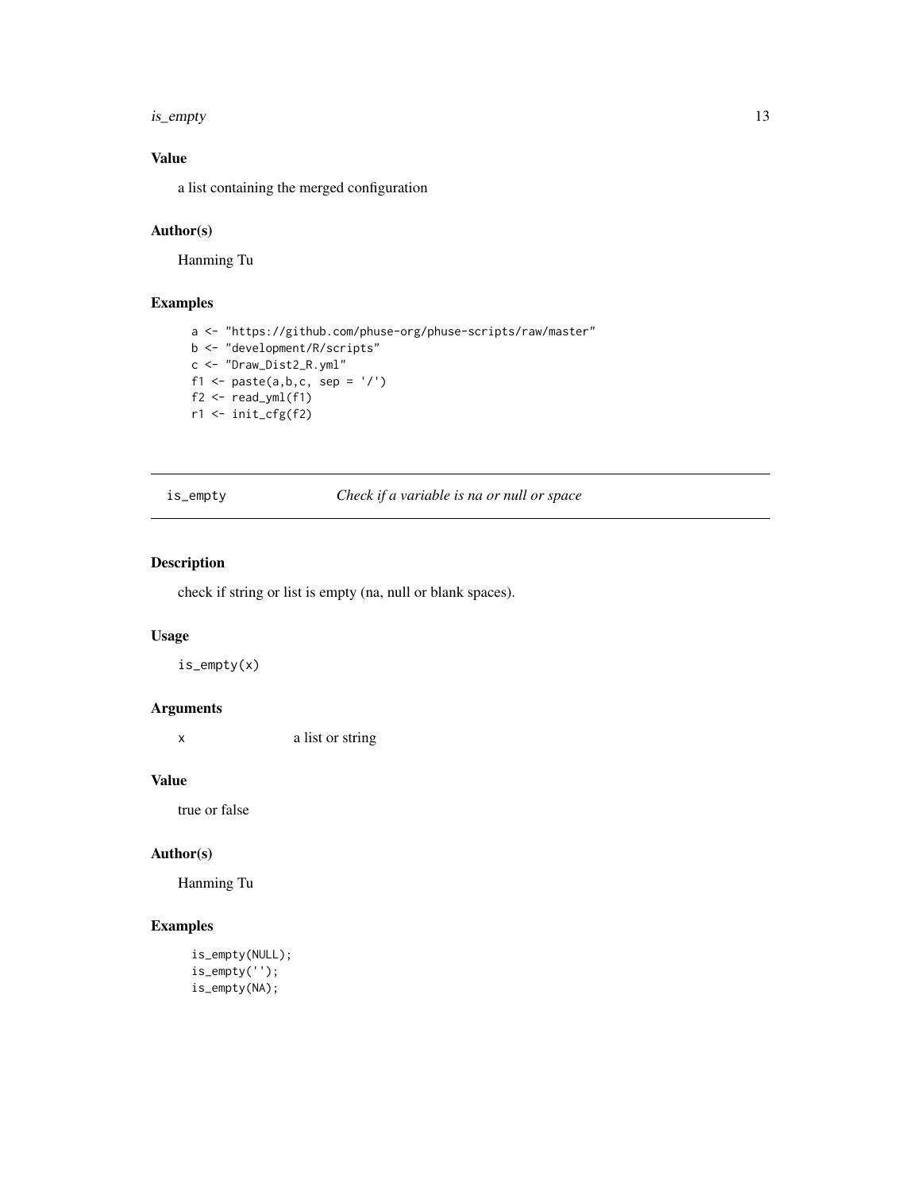### Value

a list containing the merged configuration

### Author(s)

Hanming Tu

### Examples

```
a <- "https://github.com/phuse-org/phuse-scripts/raw/master"
b <- "development/R/scripts"
c <- "Draw_Dist2_R.yml"
f1 <- paste(a,b,c, sep = '/')
f2 <- read_yml(f1)
r1 <- init_cfg(f2)
```

---

## is_empty — *Check if a variable is na or null or space*

---

### Description

check if string or list is empty (na, null or blank spaces).

### Usage

```
is_empty(x)
```

### Arguments

| | |
|---|---|
| x | a list or string |

### Value

true or false

### Author(s)

Hanming Tu

### Examples

```
is_empty(NULL);
is_empty('');
is_empty(NA);
```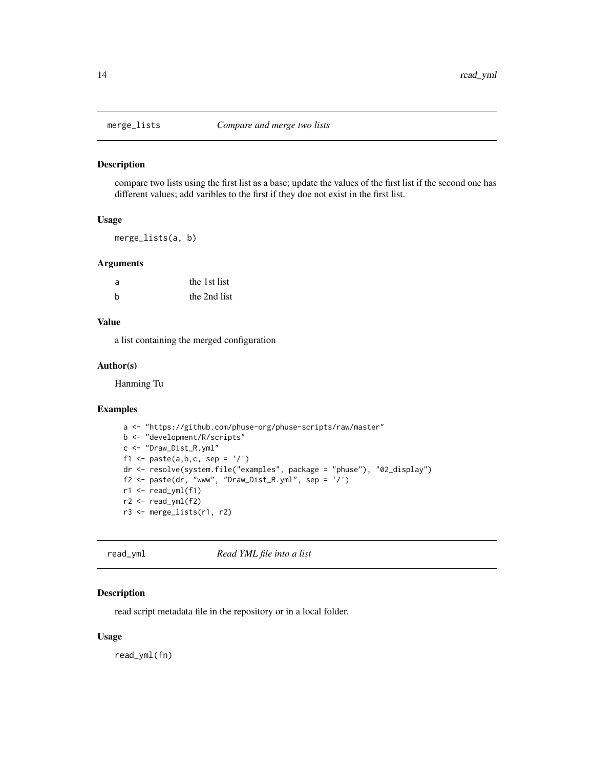## merge_lists — *Compare and merge two lists*

### Description

compare two lists using the first list as a base; update the values of the first list if the second one has different values; add varibles to the first if they doe not exist in the first list.

### Usage

```
merge_lists(a, b)
```

### Arguments

| | |
|---|---|
| a | the 1st list |
| b | the 2nd list |

### Value

a list containing the merged configuration

### Author(s)

Hanming Tu

### Examples

```
a <- "https://github.com/phuse-org/phuse-scripts/raw/master"
b <- "development/R/scripts"
c <- "Draw_Dist_R.yml"
f1 <- paste(a,b,c, sep = '/')
dr <- resolve(system.file("examples", package = "phuse"), "02_display")
f2 <- paste(dr, "www", "Draw_Dist_R.yml", sep = '/')
r1 <- read_yml(f1)
r2 <- read_yml(f2)
r3 <- merge_lists(r1, r2)
```

## read_yml — *Read YML file into a list*

### Description

read script metadata file in the repository or in a local folder.

### Usage

```
read_yml(fn)
```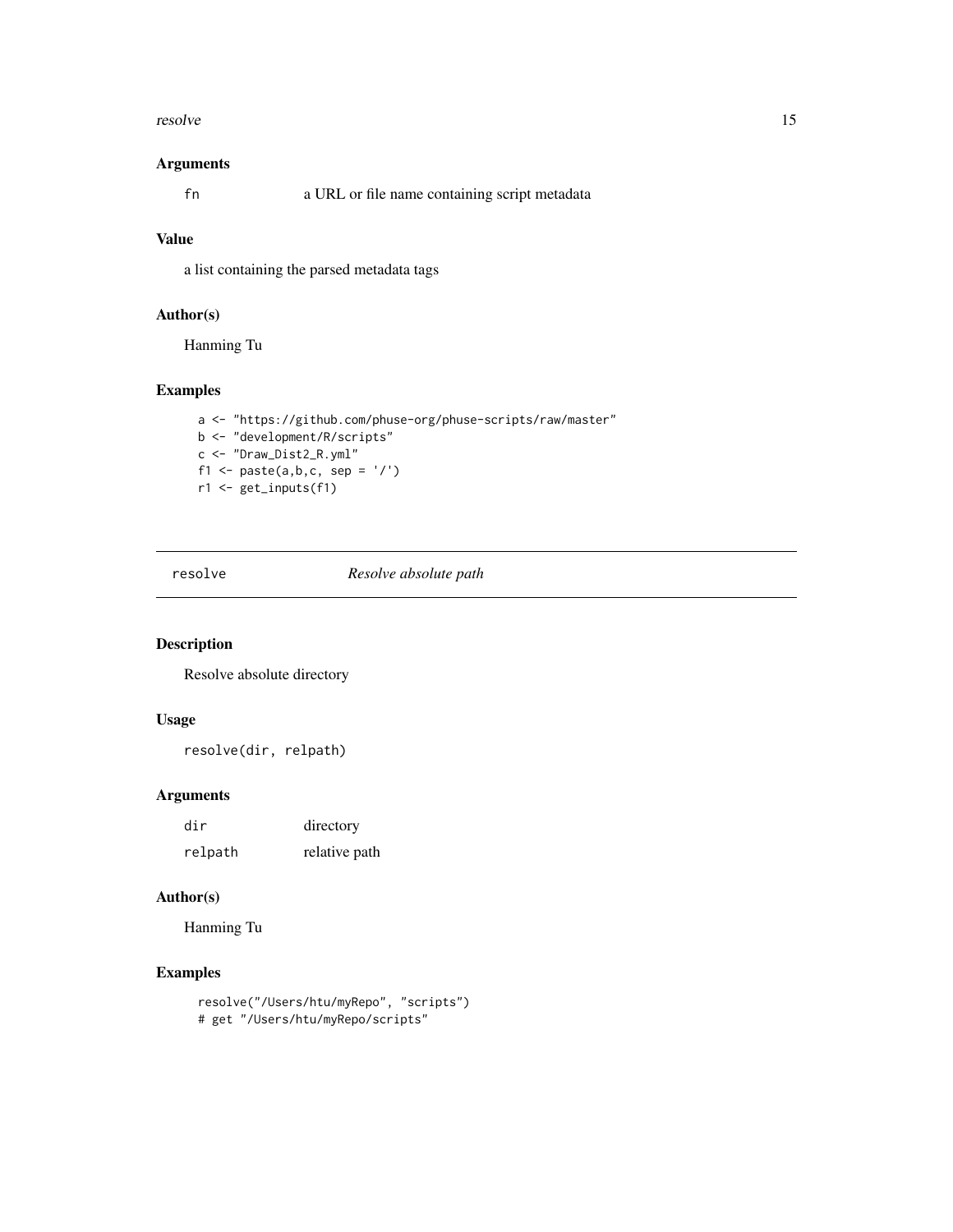### Arguments

| | |
|---|---|
| fn | a URL or file name containing script metadata |

### Value

a list containing the parsed metadata tags

### Author(s)

Hanming Tu

### Examples

```
a <- "https://github.com/phuse-org/phuse-scripts/raw/master"
b <- "development/R/scripts"
c <- "Draw_Dist2_R.yml"
f1 <- paste(a,b,c, sep = '/')
r1 <- get_inputs(f1)
```

---

## resolve *Resolve absolute path*

---

### Description

Resolve absolute directory

### Usage

```
resolve(dir, relpath)
```

### Arguments

| | |
|---|---|
| dir | directory |
| relpath | relative path |

### Author(s)

Hanming Tu

### Examples

```
resolve("/Users/htu/myRepo", "scripts")
# get "/Users/htu/myRepo/scripts"
```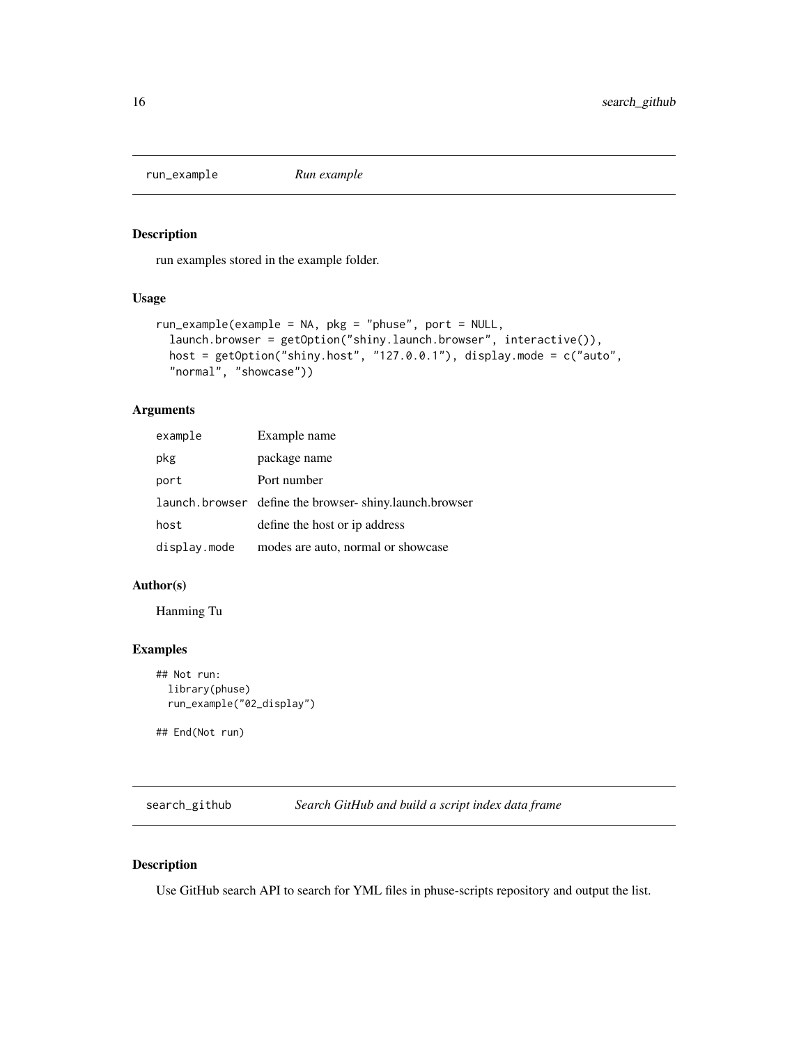## run_example *Run example*

### Description

run examples stored in the example folder.

### Usage

```
run_example(example = NA, pkg = "phuse", port = NULL,
  launch.browser = getOption("shiny.launch.browser", interactive()),
  host = getOption("shiny.host", "127.0.0.1"), display.mode = c("auto",
  "normal", "showcase"))
```

### Arguments

| | |
|---|---|
| example | Example name |
| pkg | package name |
| port | Port number |
| launch.browser | define the browser- shiny.launch.browser |
| host | define the host or ip address |
| display.mode | modes are auto, normal or showcase |

### Author(s)

Hanming Tu

### Examples

```
## Not run:
  library(phuse)
  run_example("02_display")

## End(Not run)
```

## search_github *Search GitHub and build a script index data frame*

### Description

Use GitHub search API to search for YML files in phuse-scripts repository and output the list.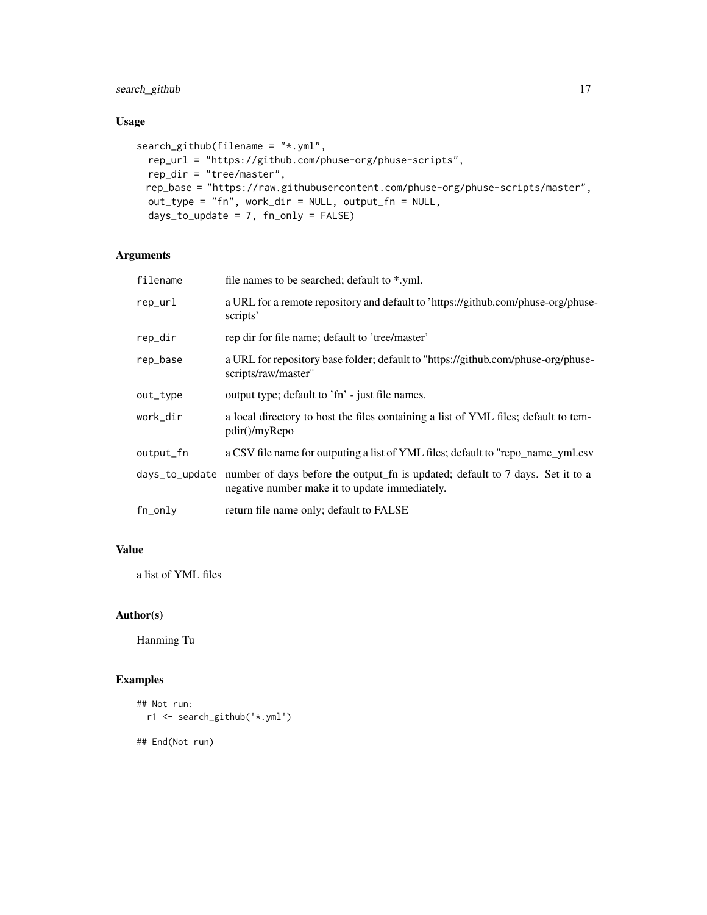## Usage

```
search_github(filename = "*.yml",
  rep_url = "https://github.com/phuse-org/phuse-scripts",
  rep_dir = "tree/master",
 rep_base = "https://raw.githubusercontent.com/phuse-org/phuse-scripts/master",
  out_type = "fn", work_dir = NULL, output_fn = NULL,
  days_to_update = 7, fn_only = FALSE)
```

## Arguments

| | |
|---|---|
| `filename` | file names to be searched; default to *.yml. |
| `rep_url` | a URL for a remote repository and default to 'https://github.com/phuse-org/phuse-scripts' |
| `rep_dir` | rep dir for file name; default to 'tree/master' |
| `rep_base` | a URL for repository base folder; default to "https://github.com/phuse-org/phuse-scripts/raw/master" |
| `out_type` | output type; default to 'fn' - just file names. |
| `work_dir` | a local directory to host the files containing a list of YML files; default to tempdir()/myRepo |
| `output_fn` | a CSV file name for outputing a list of YML files; default to "repo_name_yml.csv |
| `days_to_update` | number of days before the output_fn is updated; default to 7 days. Set it to a negative number make it to update immediately. |
| `fn_only` | return file name only; default to FALSE |

## Value

a list of YML files

## Author(s)

Hanming Tu

## Examples

```
## Not run:
  r1 <- search_github('*.yml')

## End(Not run)
```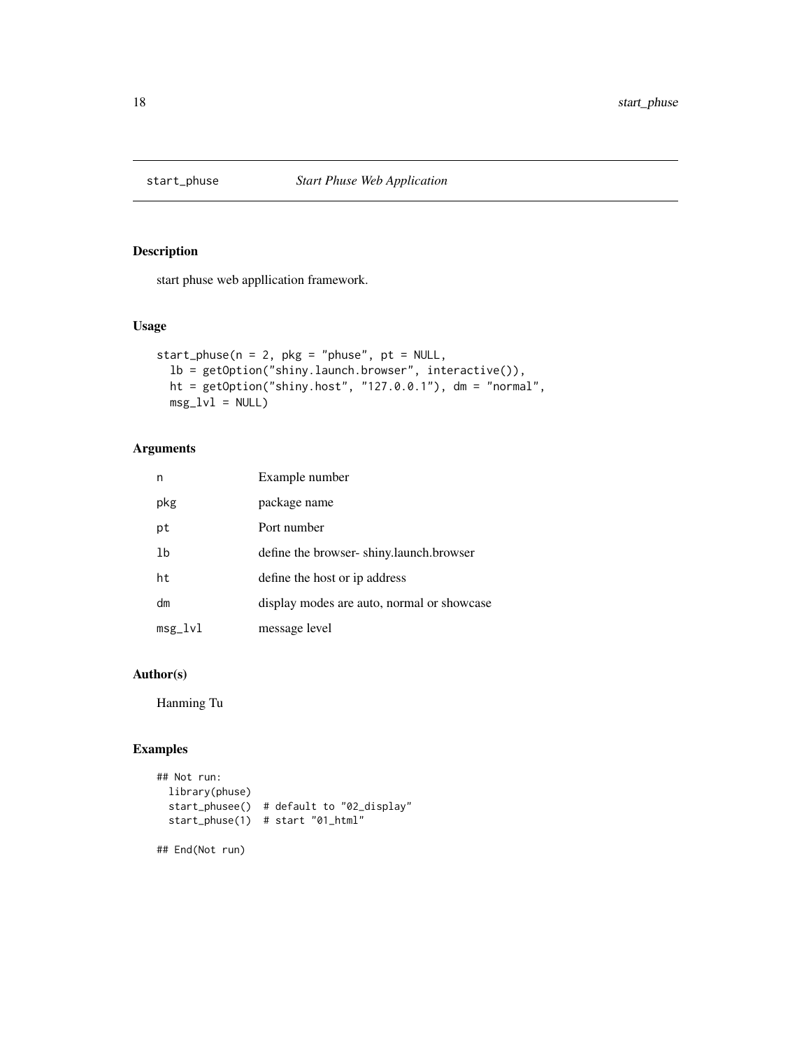## start_phuse — *Start Phuse Web Application*

### Description

start phuse web appllication framework.

### Usage

```
start_phuse(n = 2, pkg = "phuse", pt = NULL,
  lb = getOption("shiny.launch.browser", interactive()),
  ht = getOption("shiny.host", "127.0.0.1"), dm = "normal",
  msg_lvl = NULL)
```

### Arguments

| | |
|---|---|
| n | Example number |
| pkg | package name |
| pt | Port number |
| lb | define the browser- shiny.launch.browser |
| ht | define the host or ip address |
| dm | display modes are auto, normal or showcase |
| msg_lvl | message level |

### Author(s)

Hanming Tu

### Examples

```
## Not run:
  library(phuse)
  start_phusee()  # default to "02_display"
  start_phuse(1)  # start "01_html"

## End(Not run)
```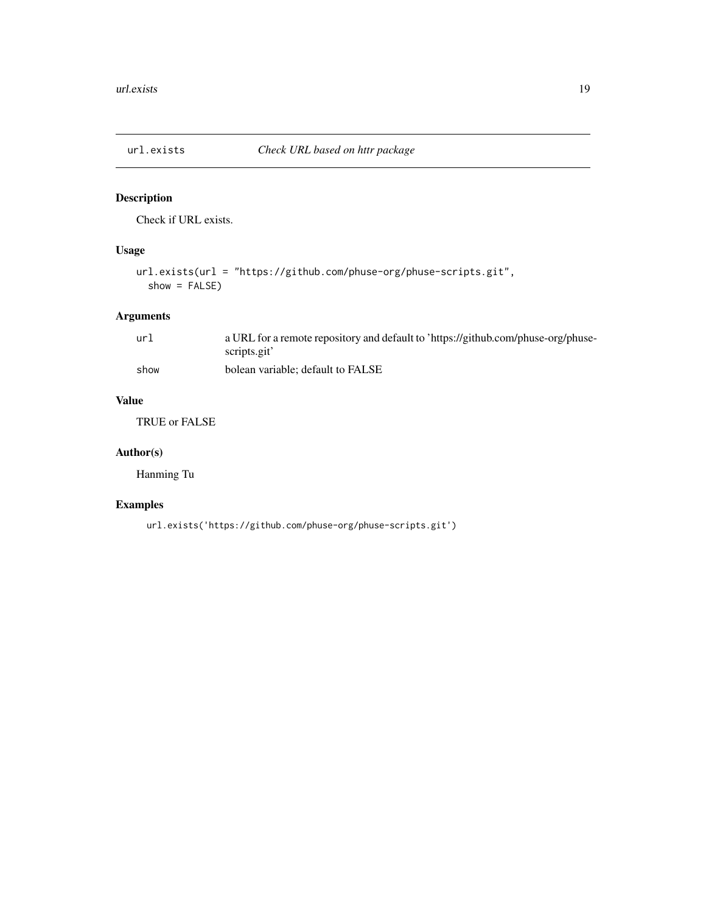## url.exists — *Check URL based on httr package*

### Description

Check if URL exists.

### Usage

```
url.exists(url = "https://github.com/phuse-org/phuse-scripts.git",
  show = FALSE)
```

### Arguments

| | |
|---|---|
| `url` | a URL for a remote repository and default to 'https://github.com/phuse-org/phuse-scripts.git' |
| `show` | bolean variable; default to FALSE |

### Value

TRUE or FALSE

### Author(s)

Hanming Tu

### Examples

```
url.exists('https://github.com/phuse-org/phuse-scripts.git')
```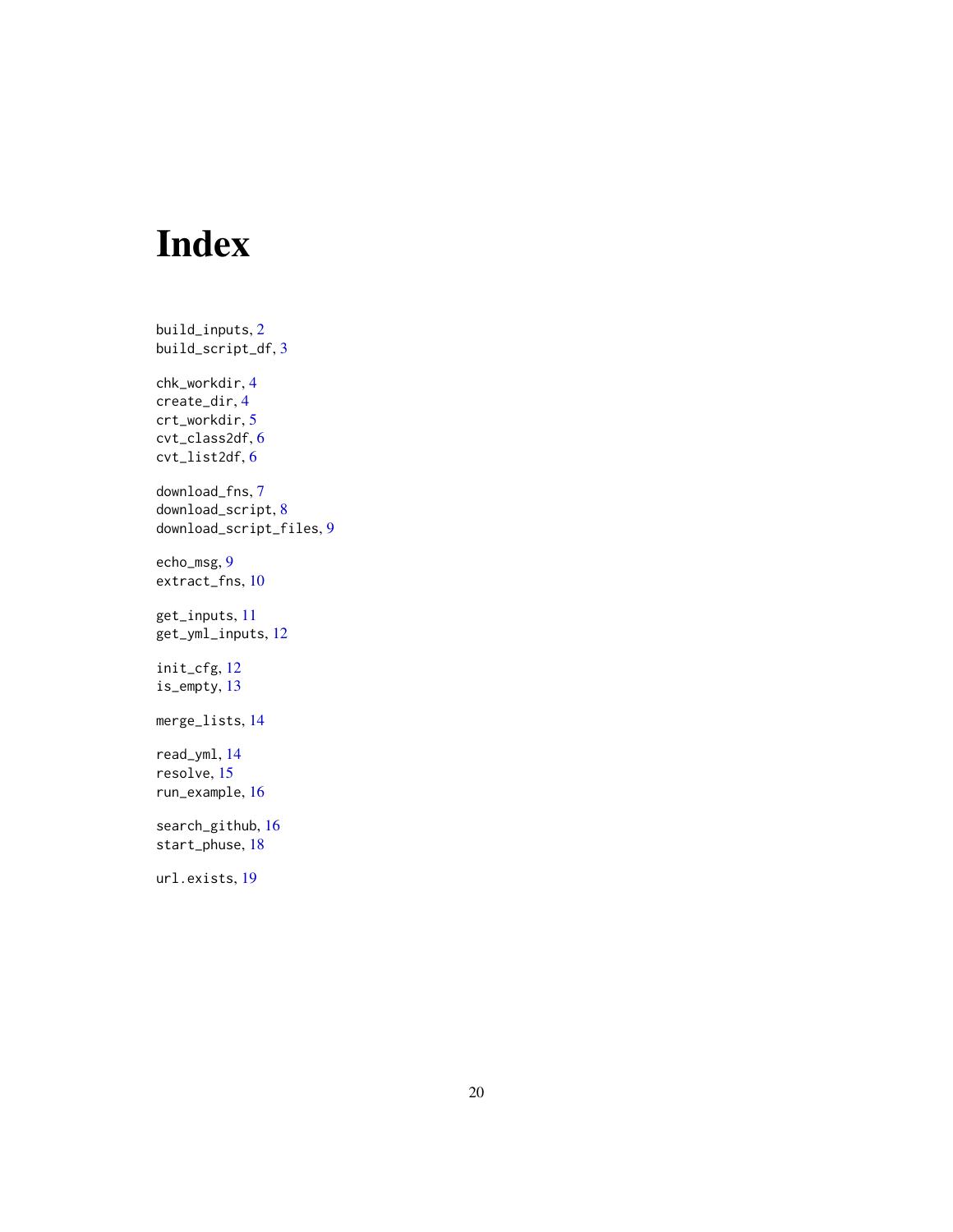# Index

build_inputs, 2
build_script_df, 3

chk_workdir, 4
create_dir, 4
crt_workdir, 5
cvt_class2df, 6
cvt_list2df, 6

download_fns, 7
download_script, 8
download_script_files, 9

echo_msg, 9
extract_fns, 10

get_inputs, 11
get_yml_inputs, 12

init_cfg, 12
is_empty, 13

merge_lists, 14

read_yml, 14
resolve, 15
run_example, 16

search_github, 16
start_phuse, 18

url.exists, 19